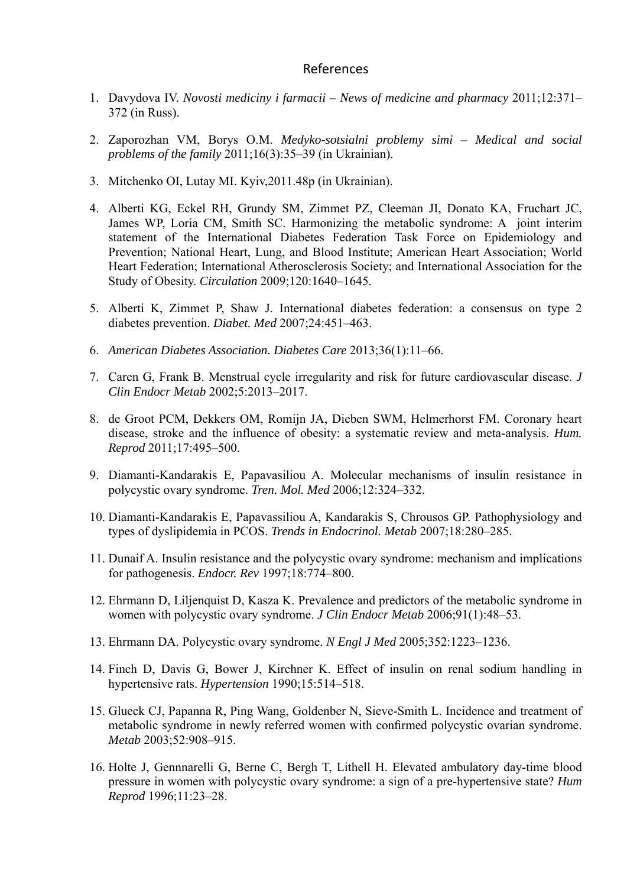# References

1. Davydova IV. *Novosti mediciny i farmacii – News of medicine and pharmacy* 2011;12:371–372 (in Russ).

2. Zaporozhan VM, Borys O.M. *Medyko-sotsialni problemy simi – Medical and social problems of the family* 2011;16(3):35–39 (in Ukrainian).

3. Mitchenko OI, Lutay MI. Kyiv,2011.48p (in Ukrainian).

4. Alberti KG, Eckel RH, Grundy SM, Zimmet PZ, Cleeman JI, Donato KA, Fruchart JC, James WP, Loria CM, Smith SC. Harmonizing the metabolic syndrome: A joint interim statement of the International Diabetes Federation Task Force on Epidemiology and Prevention; National Heart, Lung, and Blood Institute; American Heart Association; World Heart Federation; International Atherosclerosis Society; and International Association for the Study of Obesity. *Circulation* 2009;120:1640–1645.

5. Alberti K, Zimmet P, Shaw J. International diabetes federation: a consensus on type 2 diabetes prevention. *Diabet. Med* 2007;24:451–463.

6. *American Diabetes Association. Diabetes Care* 2013;36(1):11–66.

7. Caren G, Frank B. Menstrual cycle irregularity and risk for future cardiovascular disease. *J Clin Endocr Metab* 2002;5:2013–2017.

8. de Groot PCM, Dekkers OM, Romijn JA, Dieben SWM, Helmerhorst FM. Coronary heart disease, stroke and the influence of obesity: a systematic review and meta-analysis. *Hum. Reprod* 2011;17:495–500.

9. Diamanti-Kandarakis E, Papavasiliou A. Molecular mechanisms of insulin resistance in polycystic ovary syndrome. *Tren. Mol. Med* 2006;12:324–332.

10. Diamanti-Kandarakis E, Papavassiliou A, Kandarakis S, Chrousos GP. Pathophysiology and types of dyslipidemia in PCOS. *Trends in Endocrinol. Metab* 2007;18:280–285.

11. Dunaif A. Insulin resistance and the polycystic ovary syndrome: mechanism and implications for pathogenesis. *Endocr. Rev* 1997;18:774–800.

12. Ehrmann D, Liljenquist D, Kasza K. Prevalence and predictors of the metabolic syndrome in women with polycystic ovary syndrome. *J Clin Endocr Metab* 2006;91(1):48–53.

13. Ehrmann DA. Polycystic ovary syndrome. *N Engl J Med* 2005;352:1223–1236.

14. Finch D, Davis G, Bower J, Kirchner K. Effect of insulin on renal sodium handling in hypertensive rats. *Hypertension* 1990;15:514–518.

15. Glueck CJ, Papanna R, Ping Wang, Goldenber N, Sieve-Smith L. Incidence and treatment of metabolic syndrome in newly referred women with confirmed polycystic ovarian syndrome. *Metab* 2003;52:908–915.

16. Holte J, Gennnarelli G, Berne C, Bergh T, Lithell H. Elevated ambulatory day-time blood pressure in women with polycystic ovary syndrome: a sign of a pre-hypertensive state? *Hum Reprod* 1996;11:23–28.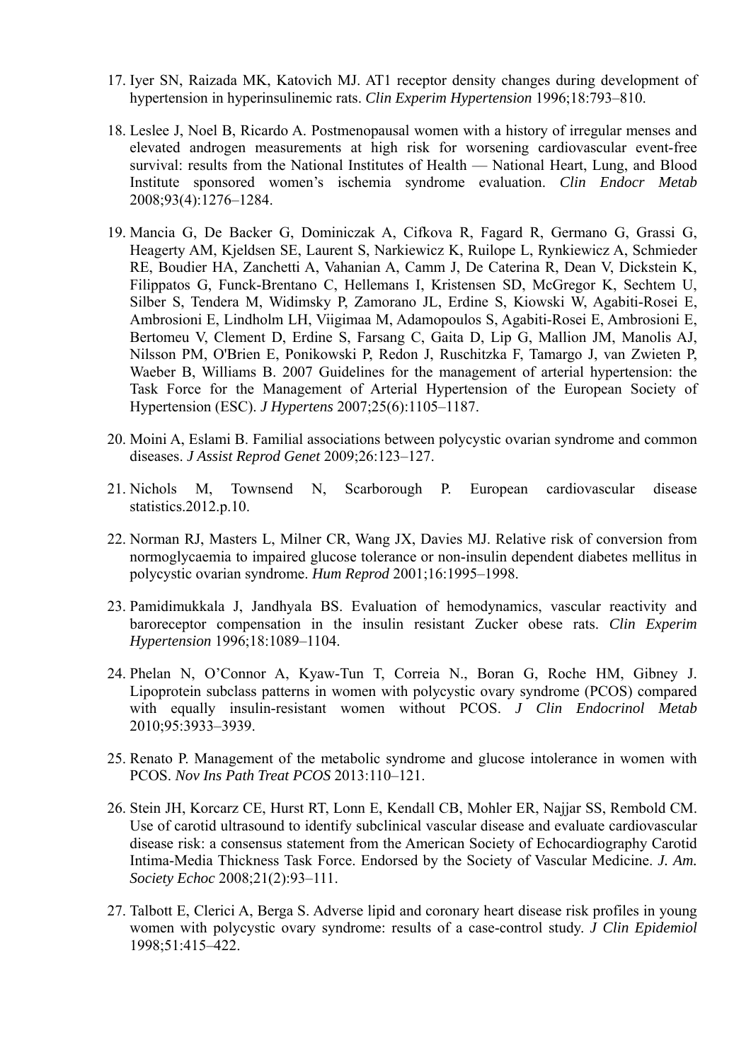17. Iyer SN, Raizada MK, Katovich MJ. AT1 receptor density changes during development of hypertension in hyperinsulinemic rats. *Clin Experim Hypertension* 1996;18:793–810.

18. Leslee J, Noel B, Ricardo A. Postmenopausal women with a history of irregular menses and elevated androgen measurements at high risk for worsening cardiovascular event-free survival: results from the National Institutes of Health — National Heart, Lung, and Blood Institute sponsored women's ischemia syndrome evaluation. *Clin Endocr Metab* 2008;93(4):1276–1284.

19. Mancia G, De Backer G, Dominiczak A, Cifkova R, Fagard R, Germano G, Grassi G, Heagerty AM, Kjeldsen SE, Laurent S, Narkiewicz K, Ruilope L, Rynkiewicz A, Schmieder RE, Boudier HA, Zanchetti A, Vahanian A, Camm J, De Caterina R, Dean V, Dickstein K, Filippatos G, Funck-Brentano C, Hellemans I, Kristensen SD, McGregor K, Sechtem U, Silber S, Tendera M, Widimsky P, Zamorano JL, Erdine S, Kiowski W, Agabiti-Rosei E, Ambrosioni E, Lindholm LH, Viigimaa M, Adamopoulos S, Agabiti-Rosei E, Ambrosioni E, Bertomeu V, Clement D, Erdine S, Farsang C, Gaita D, Lip G, Mallion JM, Manolis AJ, Nilsson PM, O'Brien E, Ponikowski P, Redon J, Ruschitzka F, Tamargo J, van Zwieten P, Waeber B, Williams B. 2007 Guidelines for the management of arterial hypertension: the Task Force for the Management of Arterial Hypertension of the European Society of Hypertension (ESC). *J Hypertens* 2007;25(6):1105–1187.

20. Moini A, Eslami B. Familial associations between polycystic ovarian syndrome and common diseases. *J Assist Reprod Genet* 2009;26:123–127.

21. Nichols M, Townsend N, Scarborough P. European cardiovascular disease statistics.2012.p.10.

22. Norman RJ, Masters L, Milner CR, Wang JX, Davies MJ. Relative risk of conversion from normoglycaemia to impaired glucose tolerance or non-insulin dependent diabetes mellitus in polycystic ovarian syndrome. *Hum Reprod* 2001;16:1995–1998.

23. Pamidimukkala J, Jandhyala BS. Evaluation of hemodynamics, vascular reactivity and baroreceptor compensation in the insulin resistant Zucker obese rats. *Clin Experim Hypertension* 1996;18:1089–1104.

24. Phelan N, O'Connor A, Kyaw-Tun T, Correia N., Boran G, Roche HM, Gibney J. Lipoprotein subclass patterns in women with polycystic ovary syndrome (PCOS) compared with equally insulin-resistant women without PCOS. *J Clin Endocrinol Metab* 2010;95:3933–3939.

25. Renato P. Management of the metabolic syndrome and glucose intolerance in women with PCOS. *Nov Ins Path Treat PCOS* 2013:110–121.

26. Stein JH, Korcarz CE, Hurst RT, Lonn E, Kendall CB, Mohler ER, Najjar SS, Rembold CM. Use of carotid ultrasound to identify subclinical vascular disease and evaluate cardiovascular disease risk: a consensus statement from the American Society of Echocardiography Carotid Intima-Media Thickness Task Force. Endorsed by the Society of Vascular Medicine. *J. Am. Society Echoc* 2008;21(2):93–111.

27. Talbott E, Clerici A, Berga S. Adverse lipid and coronary heart disease risk profiles in young women with polycystic ovary syndrome: results of a case-control study. *J Clin Epidemiol* 1998;51:415–422.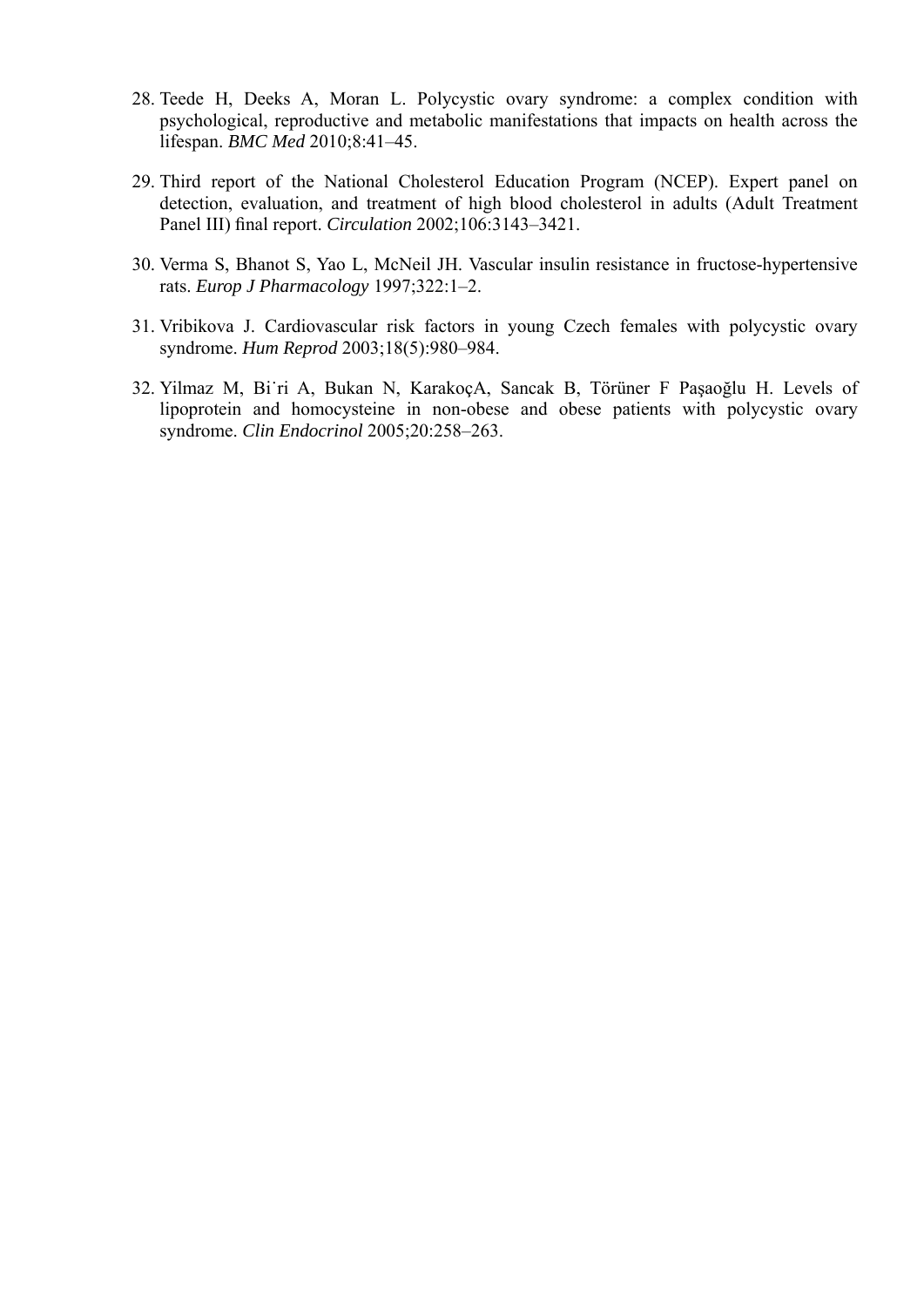28. Teede H, Deeks A, Moran L. Polycystic ovary syndrome: a complex condition with psychological, reproductive and metabolic manifestations that impacts on health across the lifespan. *BMC Med* 2010;8:41–45.

29. Third report of the National Cholesterol Education Program (NCEP). Expert panel on detection, evaluation, and treatment of high blood cholesterol in adults (Adult Treatment Panel III) final report. *Circulation* 2002;106:3143–3421.

30. Verma S, Bhanot S, Yao L, McNeil JH. Vascular insulin resistance in fructose-hypertensive rats. *Europ J Pharmacology* 1997;322:1–2.

31. Vribikova J. Cardiovascular risk factors in young Czech females with polycystic ovary syndrome. *Hum Reprod* 2003;18(5):980–984.

32. Yilmaz M, Bi˙ri A, Bukan N, KarakoçA, Sancak B, Törüner F Paşaoğlu H. Levels of lipoprotein and homocysteine in non-obese and obese patients with polycystic ovary syndrome. *Clin Endocrinol* 2005;20:258–263.